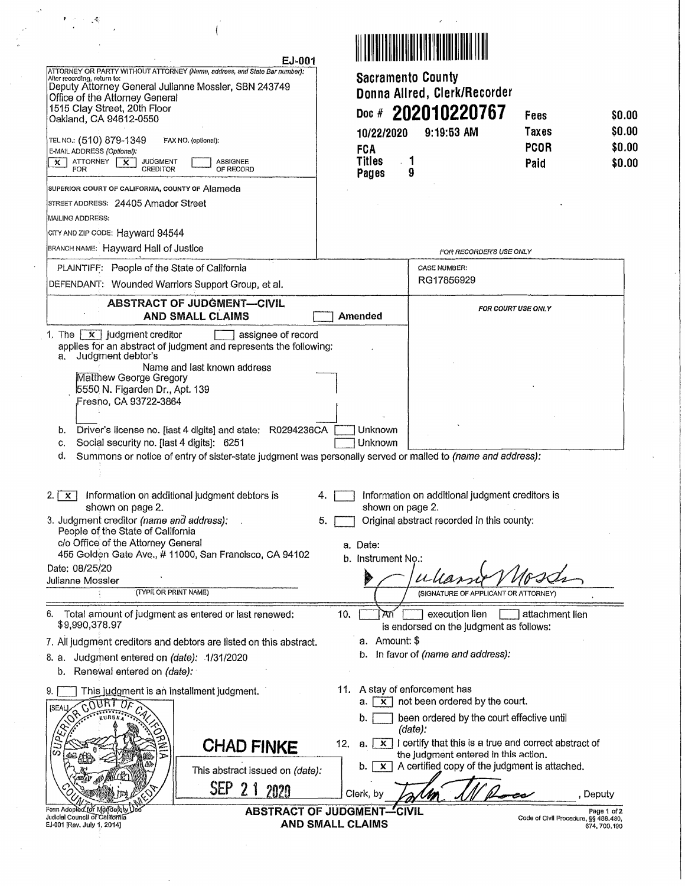EJ-001

ATTORNEY OR PARTY WITHOUT ATTORNEY (Name, address, and State Bar number):
After recording, return to:
Deputy Attorney General Julianne Mossler, SBN 243749
Office of the Attorney General
1515 Clay Street, 20th Floor
Oakland, CA 94612-0550

TEL NO.: (510) 879-1349 FAX NO. (optional):
E-MAIL ADDRESS (Optional):
[X] ATTORNEY FOR [X] JUDGMENT CREDITOR [ ] ASSIGNEE OF RECORD

**Sacramento County**
**Donna Allred, Clerk/Recorder**
**Doc # 202010220767**
10/22/2020 9:19:53 AM
FCA
Titles 1
Pages 9

| Fees | $0.00 |
|---|---|
| Taxes | $0.00 |
| PCOR | $0.00 |
| Paid | $0.00 |

FOR RECORDER'S USE ONLY

SUPERIOR COURT OF CALIFORNIA, COUNTY OF Alameda
STREET ADDRESS: 24405 Amador Street
MAILING ADDRESS:
CITY AND ZIP CODE: Hayward 94544
BRANCH NAME: Hayward Hall of Justice

PLAINTIFF: People of the State of California
DEFENDANT: Wounded Warriors Support Group, et al.

CASE NUMBER: RG17856929

## ABSTRACT OF JUDGMENT—CIVIL AND SMALL CLAIMS

[ ] Amended

FOR COURT USE ONLY

1. The [X] judgment creditor [ ] assignee of record applies for an abstract of judgment and represents the following:
   a. Judgment debtor's Name and last known address
      Matthew George Gregory
      5550 N. Figarden Dr., Apt. 139
      Fresno, CA 93722-3864
   b. Driver's license no. [last 4 digits] and state: R0294236CA [ ] Unknown
   c. Social security no. [last 4 digits]: 6251 [ ] Unknown
   d. Summons or notice of entry of sister-state judgment was personally served or mailed to (name and address):

2. [X] Information on additional judgment debtors is shown on page 2.
3. Judgment creditor (name and address):
   People of the State of California
   c/o Office of the Attorney General
   455 Golden Gate Ave., # 11000, San Francisco, CA 94102

4. [ ] Information on additional judgment creditors is shown on page 2.
5. [ ] Original abstract recorded in this county:
   a. Date:
   b. Instrument No.:

Date: 08/25/20
Julianne Mossler
(TYPE OR PRINT NAME)

(SIGNATURE OF APPLICANT OR ATTORNEY)

6. Total amount of judgment as entered or last renewed: $9,990,378.97
7. All judgment creditors and debtors are listed on this abstract.
8. a. Judgment entered on (date): 1/31/2020
   b. Renewal entered on (date):
9. [ ] This judgment is an installment judgment.

10. [ ] An [ ] execution lien [ ] attachment lien is endorsed on the judgment as follows:
    a. Amount: $
    b. In favor of (name and address):
11. A stay of enforcement has
    a. [X] not been ordered by the court.
    b. [ ] been ordered by the court effective until (date):
12. a. [X] I certify that this is a true and correct abstract of the judgment entered in this action.
    b. [X] A certified copy of the judgment is attached.

[SEAL]

**CHAD FINKE**

This abstract issued on (date): SEP 21 2020

Clerk, by ______, Deputy

Form Adopted for Mandatory Use
Judicial Council of California
EJ-001 [Rev. July 1, 2014]

**ABSTRACT OF JUDGMENT—CIVIL AND SMALL CLAIMS**

Code of Civil Procedure, §§ 488.480, 674, 700.190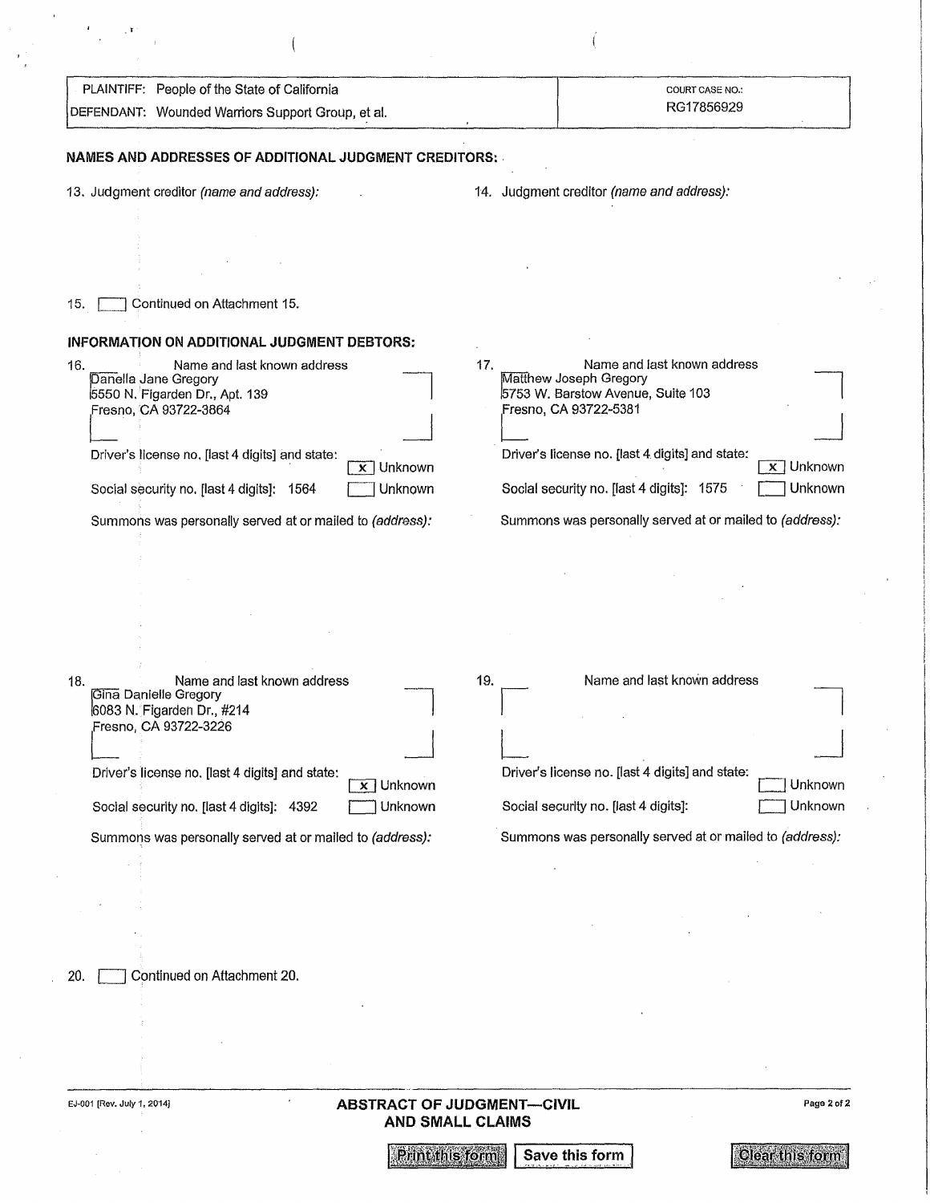| PLAINTIFF: People of the State of California | COURT CASE NO.: |
|---|---|
| DEFENDANT: Wounded Warriors Support Group, et al. | RG17856929 |

**NAMES AND ADDRESSES OF ADDITIONAL JUDGMENT CREDITORS:**

13. Judgment creditor *(name and address):*

14. Judgment creditor *(name and address):*

15. [ ] Continued on Attachment 15.

**INFORMATION ON ADDITIONAL JUDGMENT DEBTORS:**

16. Name and last known address
Daniella Jane Gregory
5550 N. Figarden Dr., Apt. 139
Fresno, CA 93722-3864

Driver's license no. [last 4 digits] and state: [x] Unknown

Social security no. [last 4 digits]: 1564 [ ] Unknown

Summons was personally served at or mailed to *(address):*

17. Name and last known address
Matthew Joseph Gregory
5753 W. Barstow Avenue, Suite 103
Fresno, CA 93722-5381

Driver's license no. [last 4 digits] and state: [x] Unknown

Social security no. [last 4 digits]: 1575 [ ] Unknown

Summons was personally served at or mailed to *(address):*

18. Name and last known address
Gina Danielle Gregory
6083 N. Figarden Dr., #214
Fresno, CA 93722-3226

Driver's license no. [last 4 digits] and state: [x] Unknown

Social security no. [last 4 digits]: 4392 [ ] Unknown

Summons was personally served at or mailed to *(address):*

19. Name and last known address

Driver's license no. [last 4 digits] and state: [ ] Unknown

Social security no. [last 4 digits]: [ ] Unknown

Summons was personally served at or mailed to *(address):*

20. [ ] Continued on Attachment 20.

EJ-001 [Rev. July 1, 2014]

**ABSTRACT OF JUDGMENT—CIVIL AND SMALL CLAIMS**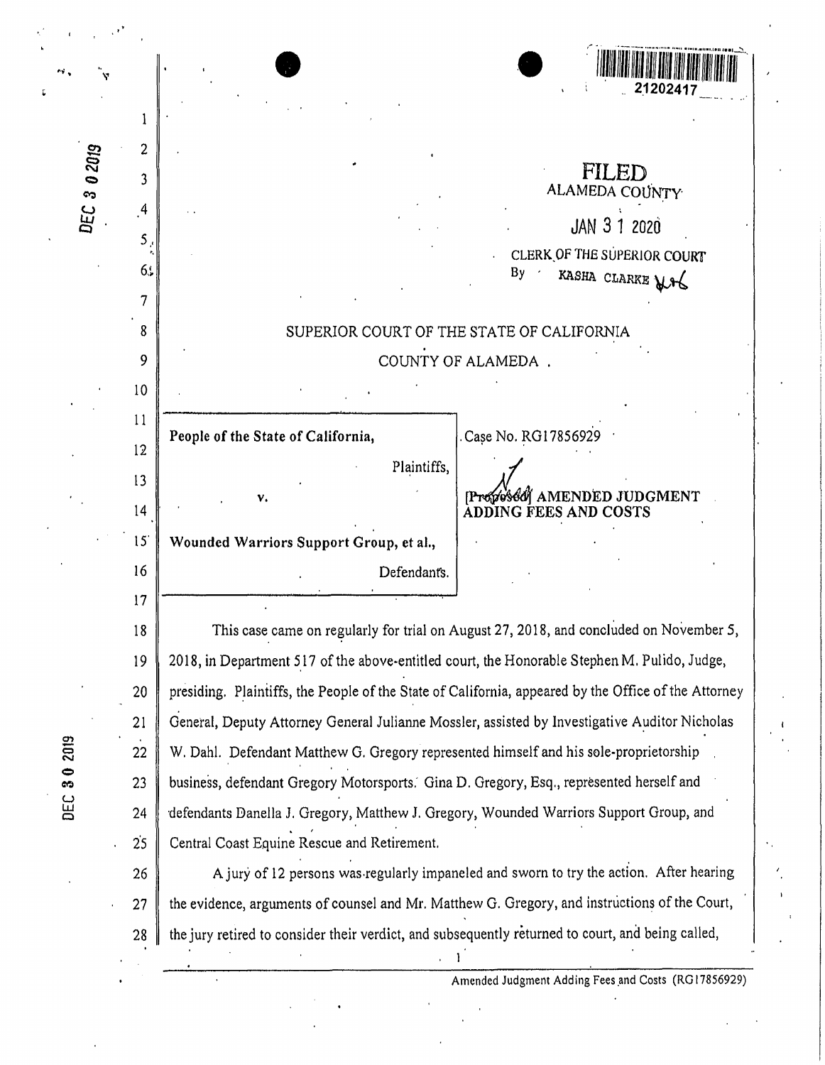FILED
ALAMEDA COUNTY

JAN 3 1 2020

CLERK OF THE SUPERIOR COURT
By KASHA CLARKE

SUPERIOR COURT OF THE STATE OF CALIFORNIA

COUNTY OF ALAMEDA

| | |
|---|---|
| People of the State of California, Plaintiffs, v. Wounded Warriors Support Group, et al., Defendants. | Case No. RG17856929 [Proposed] AMENDED JUDGMENT ADDING FEES AND COSTS |

This case came on regularly for trial on August 27, 2018, and concluded on November 5, 2018, in Department 517 of the above-entitled court, the Honorable Stephen M. Pulido, Judge, presiding. Plaintiffs, the People of the State of California, appeared by the Office of the Attorney General, Deputy Attorney General Julianne Mossler, assisted by Investigative Auditor Nicholas W. Dahl. Defendant Matthew G. Gregory represented himself and his sole-proprietorship business, defendant Gregory Motorsports. Gina D. Gregory, Esq., represented herself and defendants Danella J. Gregory, Matthew J. Gregory, Wounded Warriors Support Group, and Central Coast Equine Rescue and Retirement.

A jury of 12 persons was regularly impaneled and sworn to try the action. After hearing the evidence, arguments of counsel and Mr. Matthew G. Gregory, and instructions of the Court, the jury retired to consider their verdict, and subsequently returned to court, and being called,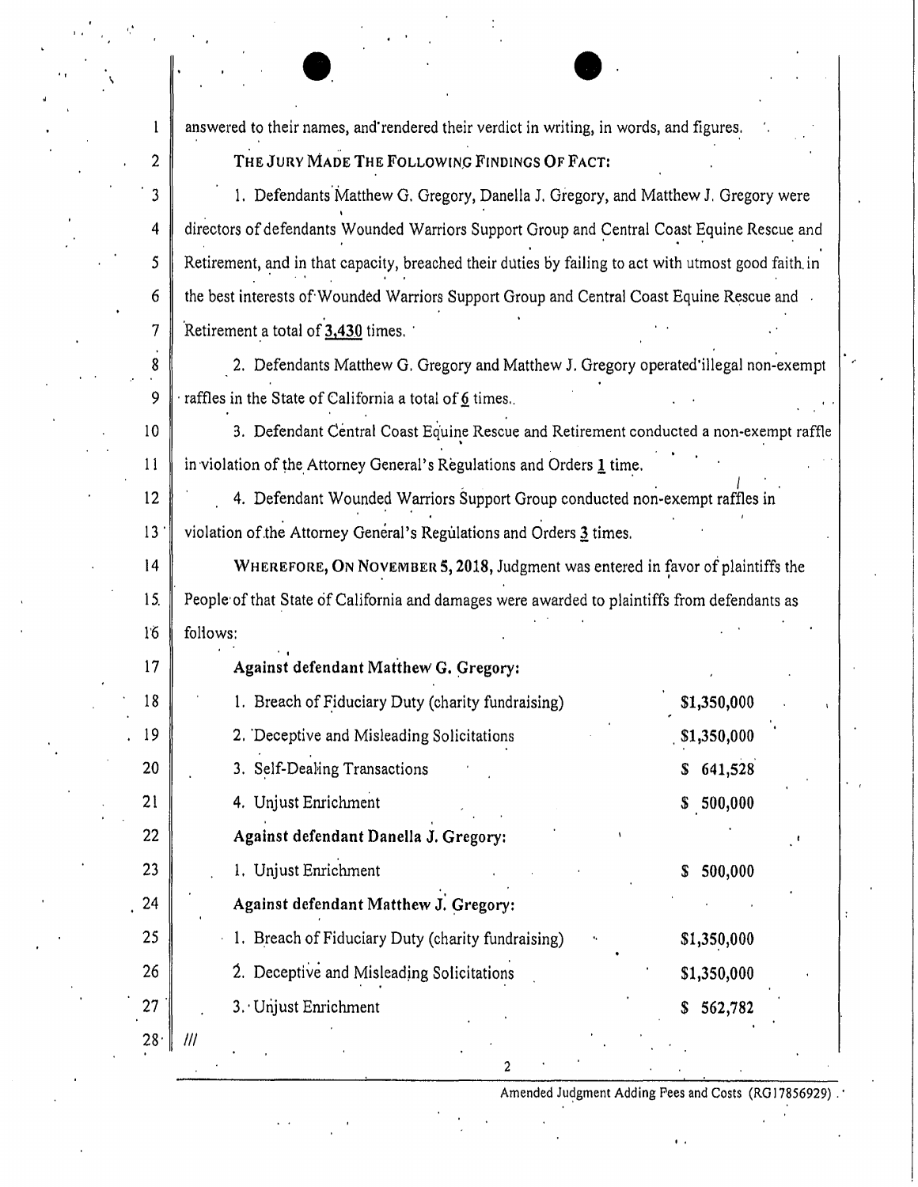answered to their names, and rendered their verdict in writing, in words, and figures.

THE JURY MADE THE FOLLOWING FINDINGS OF FACT:

1. Defendants Matthew G. Gregory, Danella J. Gregory, and Matthew J. Gregory were directors of defendants Wounded Warriors Support Group and Central Coast Equine Rescue and Retirement, and in that capacity, breached their duties by failing to act with utmost good faith in the best interests of Wounded Warriors Support Group and Central Coast Equine Rescue and Retirement a total of <u>3,430</u> times.

2. Defendants Matthew G. Gregory and Matthew J. Gregory operated illegal non-exempt raffles in the State of California a total of <u>6</u> times.

3. Defendant Central Coast Equine Rescue and Retirement conducted a non-exempt raffle in violation of the Attorney General's Regulations and Orders <u>1</u> time.

4. Defendant Wounded Warriors Support Group conducted non-exempt raffles in violation of the Attorney General's Regulations and Orders <u>3</u> times.

**WHEREFORE, ON NOVEMBER 5, 2018,** Judgment was entered in favor of plaintiffs the People of that State of California and damages were awarded to plaintiffs from defendants as follows:

**Against defendant Matthew G. Gregory:**

| | |
|---|---|
| 1. Breach of Fiduciary Duty (charity fundraising) | $1,350,000 |
| 2. Deceptive and Misleading Solicitations | $1,350,000 |
| 3. Self-Dealing Transactions | $ 641,528 |
| 4. Unjust Enrichment | $ 500,000 |

**Against defendant Danella J. Gregory:**

| | |
|---|---|
| 1. Unjust Enrichment | $ 500,000 |

**Against defendant Matthew J. Gregory:**

| | |
|---|---|
| 1. Breach of Fiduciary Duty (charity fundraising) | $1,350,000 |
| 2. Deceptive and Misleading Solicitations | $1,350,000 |
| 3. Unjust Enrichment | $ 562,782 |

///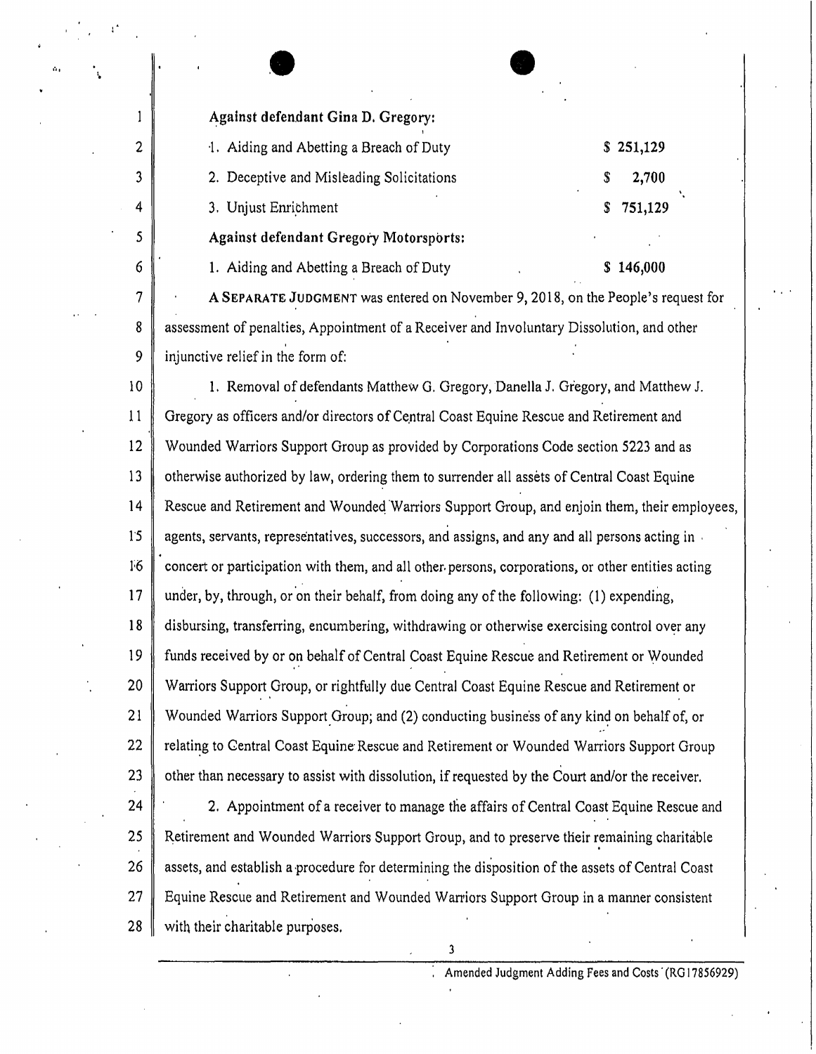**Against defendant Gina D. Gregory:**

| | |
|---|---|
| 1. Aiding and Abetting a Breach of Duty | $ 251,129 |
| 2. Deceptive and Misleading Solicitations | $ 2,700 |
| 3. Unjust Enrichment | $ 751,129 |

**Against defendant Gregory Motorsports:**

| | |
|---|---|
| 1. Aiding and Abetting a Breach of Duty | $ 146,000 |

A SEPARATE JUDGMENT was entered on November 9, 2018, on the People's request for assessment of penalties, Appointment of a Receiver and Involuntary Dissolution, and other injunctive relief in the form of:

1. Removal of defendants Matthew G. Gregory, Danella J. Gregory, and Matthew J. Gregory as officers and/or directors of Central Coast Equine Rescue and Retirement and Wounded Warriors Support Group as provided by Corporations Code section 5223 and as otherwise authorized by law, ordering them to surrender all assets of Central Coast Equine Rescue and Retirement and Wounded Warriors Support Group, and enjoin them, their employees, agents, servants, representatives, successors, and assigns, and any and all persons acting in concert or participation with them, and all other persons, corporations, or other entities acting under, by, through, or on their behalf, from doing any of the following: (1) expending, disbursing, transferring, encumbering, withdrawing or otherwise exercising control over any funds received by or on behalf of Central Coast Equine Rescue and Retirement or Wounded Warriors Support Group, or rightfully due Central Coast Equine Rescue and Retirement or Wounded Warriors Support Group; and (2) conducting business of any kind on behalf of, or relating to Central Coast Equine Rescue and Retirement or Wounded Warriors Support Group other than necessary to assist with dissolution, if requested by the Court and/or the receiver.

2. Appointment of a receiver to manage the affairs of Central Coast Equine Rescue and Retirement and Wounded Warriors Support Group, and to preserve their remaining charitable assets, and establish a procedure for determining the disposition of the assets of Central Coast Equine Rescue and Retirement and Wounded Warriors Support Group in a manner consistent with their charitable purposes.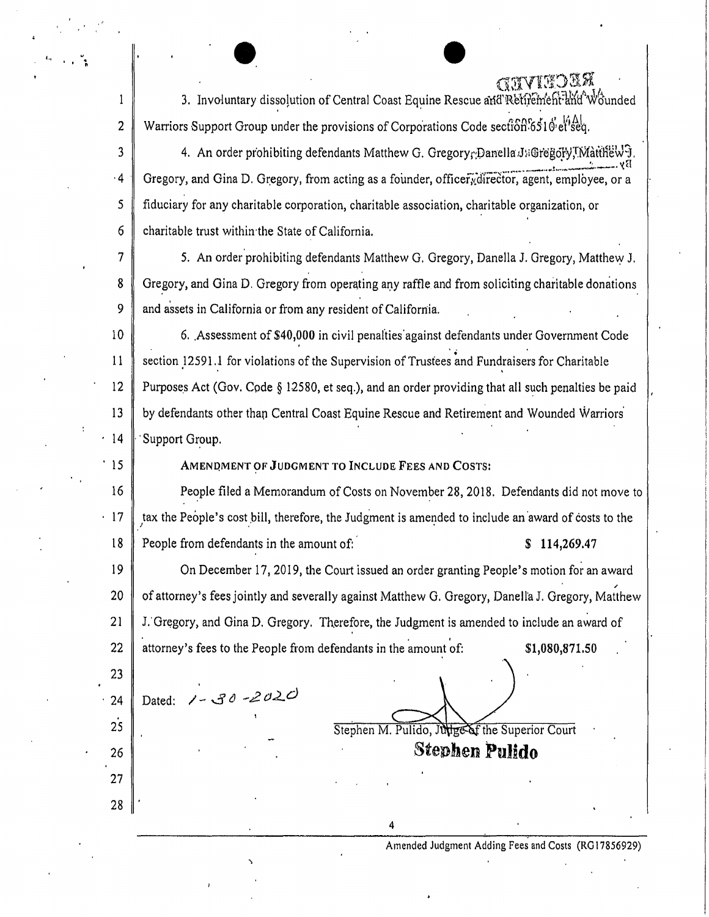3. Involuntary dissolution of Central Coast Equine Rescue and Retirement and Wounded Warriors Support Group under the provisions of Corporations Code section 6510 et seq.

4. An order prohibiting defendants Matthew G. Gregory, Danella J. Gregory, Matthew J. Gregory, and Gina D. Gregory, from acting as a founder, officer, director, agent, employee, or a fiduciary for any charitable corporation, charitable association, charitable organization, or charitable trust within the State of California.

5. An order prohibiting defendants Matthew G. Gregory, Danella J. Gregory, Matthew J. Gregory, and Gina D. Gregory from operating any raffle and from soliciting charitable donations and assets in California or from any resident of California.

6. Assessment of $40,000 in civil penalties against defendants under Government Code section 12591.1 for violations of the Supervision of Trustees and Fundraisers for Charitable Purposes Act (Gov. Code § 12580, et seq.), and an order providing that all such penalties be paid by defendants other than Central Coast Equine Rescue and Retirement and Wounded Warriors Support Group.

**AMENDMENT OF JUDGMENT TO INCLUDE FEES AND COSTS:**

People filed a Memorandum of Costs on November 28, 2018. Defendants did not move to tax the People's cost bill, therefore, the Judgment is amended to include an award of costs to the People from defendants in the amount of: **$ 114,269.47**

On December 17, 2019, the Court issued an order granting People's motion for an award of attorney's fees jointly and severally against Matthew G. Gregory, Danella J. Gregory, Matthew J. Gregory, and Gina D. Gregory. Therefore, the Judgment is amended to include an award of attorney's fees to the People from defendants in the amount of: **$1,080,871.50**

Dated: 1-30-2020

Stephen M. Pulido, Judge of the Superior Court
**Stephen Pulido**

Amended Judgment Adding Fees and Costs (RG17856929)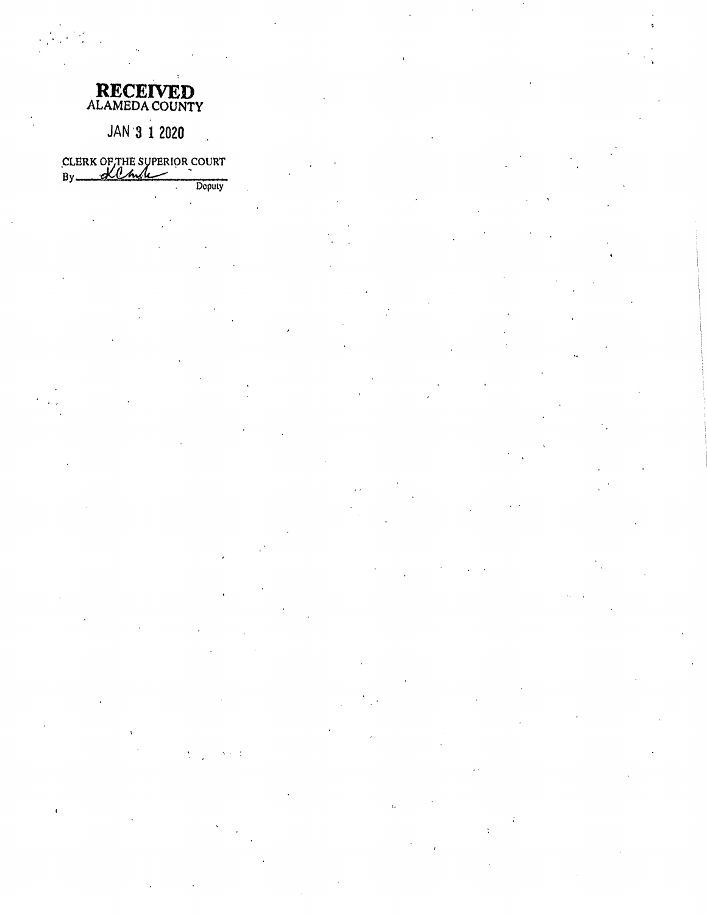**RECEIVED**
ALAMEDA COUNTY

JAN 3 1 2020

CLERK OF THE SUPERIOR COURT
By ________ Deputy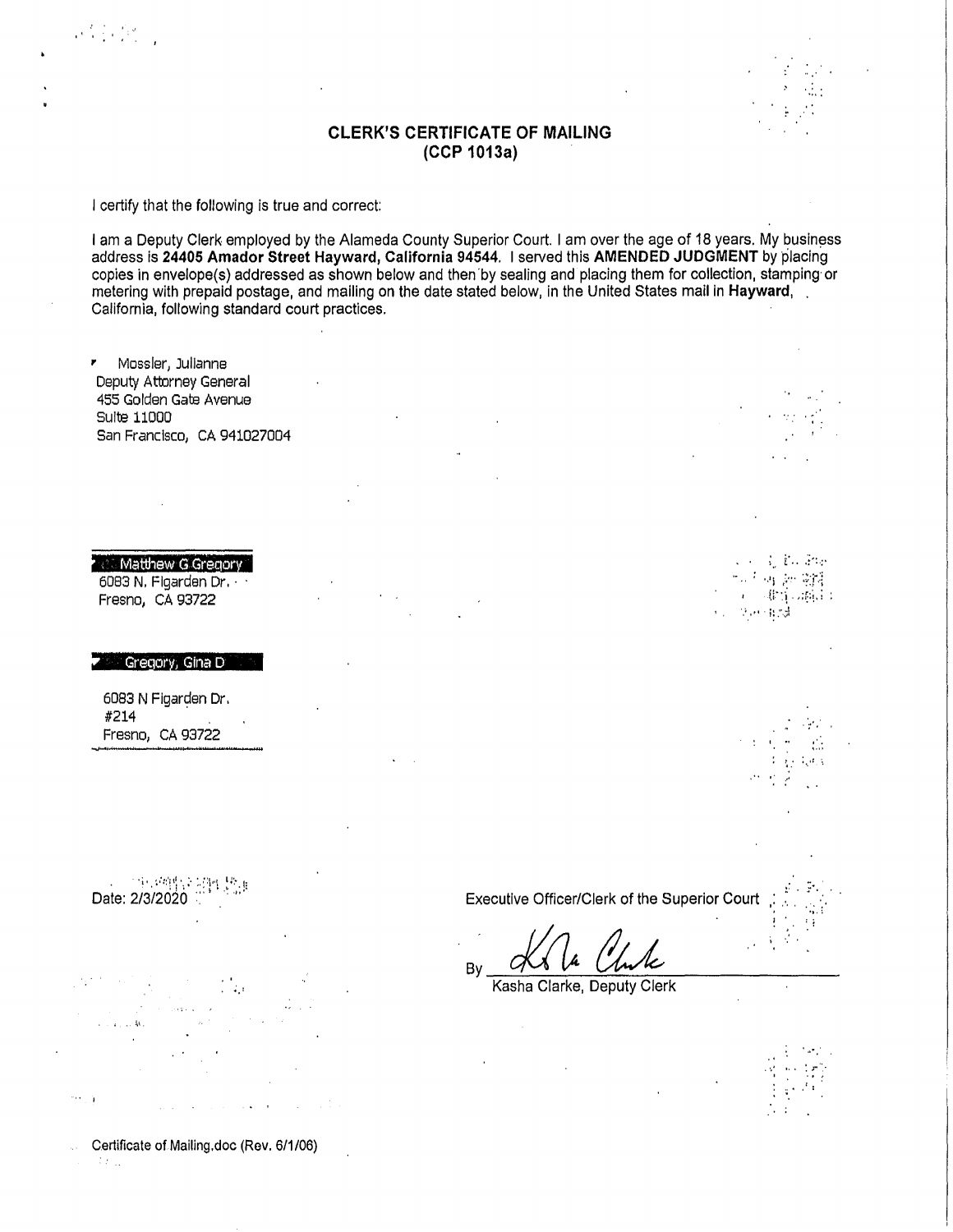# CLERK'S CERTIFICATE OF MAILING
## (CCP 1013a)

I certify that the following is true and correct:

I am a Deputy Clerk employed by the Alameda County Superior Court. I am over the age of 18 years. My business address is **24405 Amador Street Hayward, California 94544**. I served this **AMENDED JUDGMENT** by placing copies in envelope(s) addressed as shown below and then by sealing and placing them for collection, stamping or metering with prepaid postage, and mailing on the date stated below, in the United States mail in **Hayward**, California, following standard court practices.

Mossler, Julianne
Deputy Attorney General
455 Golden Gate Avenue
Suite 11000
San Francisco, CA 941027004

Matthew G Gregory
6083 N. Figarden Dr.
Fresno, CA 93722

Gregory, Gina D
6083 N Figarden Dr.
#214
Fresno, CA 93722

Date: 2/3/2020

Executive Officer/Clerk of the Superior Court

By ________________
Kasha Clarke, Deputy Clerk

Certificate of Mailing.doc (Rev. 6/1/06)